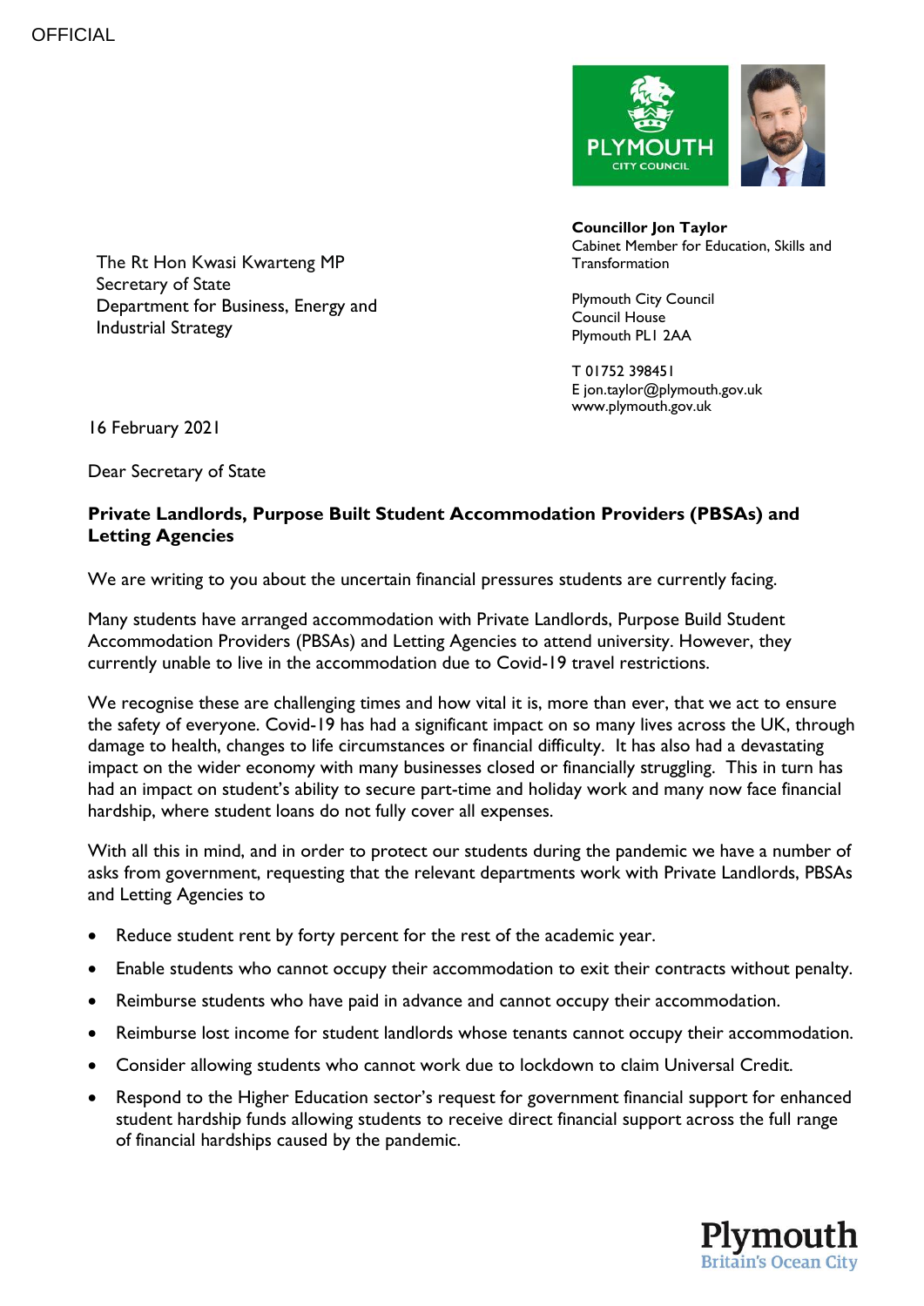OFFICIAL

**Councillor Jon Taylor**
Cabinet Member for Education, Skills and Transformation

Plymouth City Council
Council House
Plymouth PL1 2AA

T 01752 398451
E jon.taylor@plymouth.gov.uk
www.plymouth.gov.uk

The Rt Hon Kwasi Kwarteng MP
Secretary of State
Department for Business, Energy and Industrial Strategy

16 February 2021

Dear Secretary of State

**Private Landlords, Purpose Built Student Accommodation Providers (PBSAs) and Letting Agencies**

We are writing to you about the uncertain financial pressures students are currently facing.

Many students have arranged accommodation with Private Landlords, Purpose Build Student Accommodation Providers (PBSAs) and Letting Agencies to attend university. However, they currently unable to live in the accommodation due to Covid-19 travel restrictions.

We recognise these are challenging times and how vital it is, more than ever, that we act to ensure the safety of everyone. Covid-19 has had a significant impact on so many lives across the UK, through damage to health, changes to life circumstances or financial difficulty. It has also had a devastating impact on the wider economy with many businesses closed or financially struggling. This in turn has had an impact on student's ability to secure part-time and holiday work and many now face financial hardship, where student loans do not fully cover all expenses.

With all this in mind, and in order to protect our students during the pandemic we have a number of asks from government, requesting that the relevant departments work with Private Landlords, PBSAs and Letting Agencies to

- Reduce student rent by forty percent for the rest of the academic year.
- Enable students who cannot occupy their accommodation to exit their contracts without penalty.
- Reimburse students who have paid in advance and cannot occupy their accommodation.
- Reimburse lost income for student landlords whose tenants cannot occupy their accommodation.
- Consider allowing students who cannot work due to lockdown to claim Universal Credit.
- Respond to the Higher Education sector's request for government financial support for enhanced student hardship funds allowing students to receive direct financial support across the full range of financial hardships caused by the pandemic.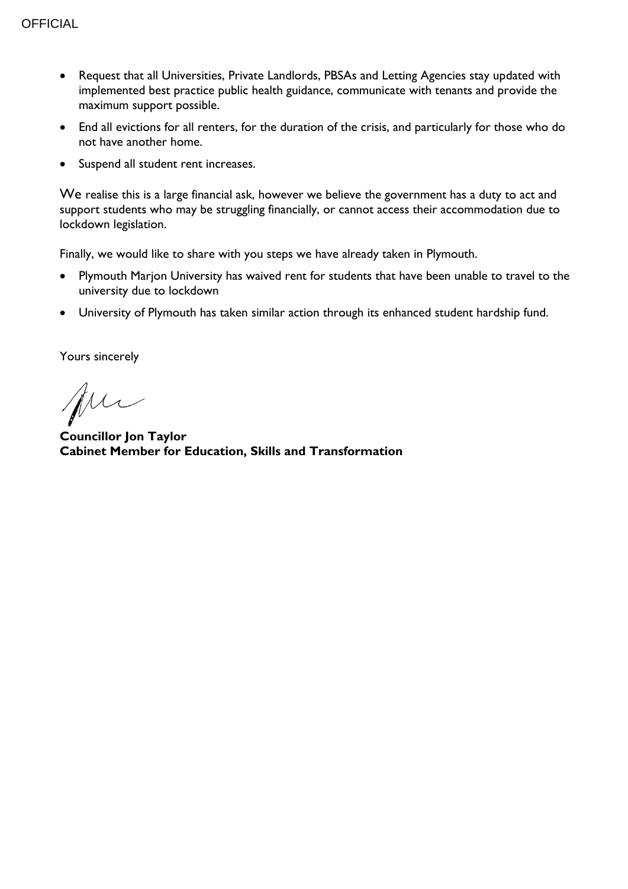- Request that all Universities, Private Landlords, PBSAs and Letting Agencies stay updated with implemented best practice public health guidance, communicate with tenants and provide the maximum support possible.
- End all evictions for all renters, for the duration of the crisis, and particularly for those who do not have another home.
- Suspend all student rent increases.

We realise this is a large financial ask, however we believe the government has a duty to act and support students who may be struggling financially, or cannot access their accommodation due to lockdown legislation.

Finally, we would like to share with you steps we have already taken in Plymouth.

- Plymouth Marjon University has waived rent for students that have been unable to travel to the university due to lockdown
- University of Plymouth has taken similar action through its enhanced student hardship fund.

Yours sincerely

**Councillor Jon Taylor**
**Cabinet Member for Education, Skills and Transformation**